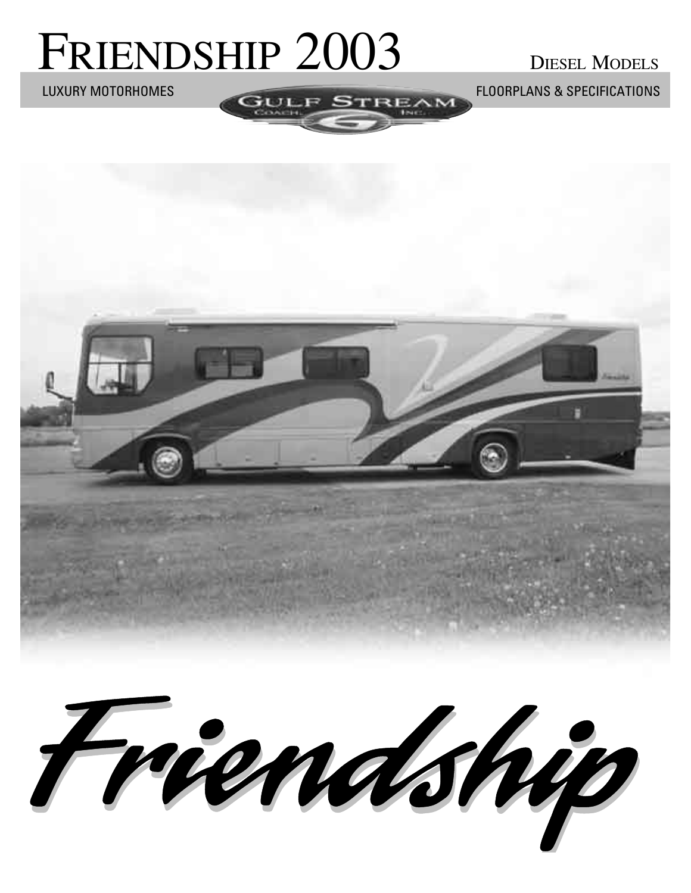# FRIENDSHIP 2003

DIESEL MODELS

LUXURY MOTORHOMES

GULF STREAM COACH, INC.

FLOORPLANS & SPECIFICATIONS

*Friendship*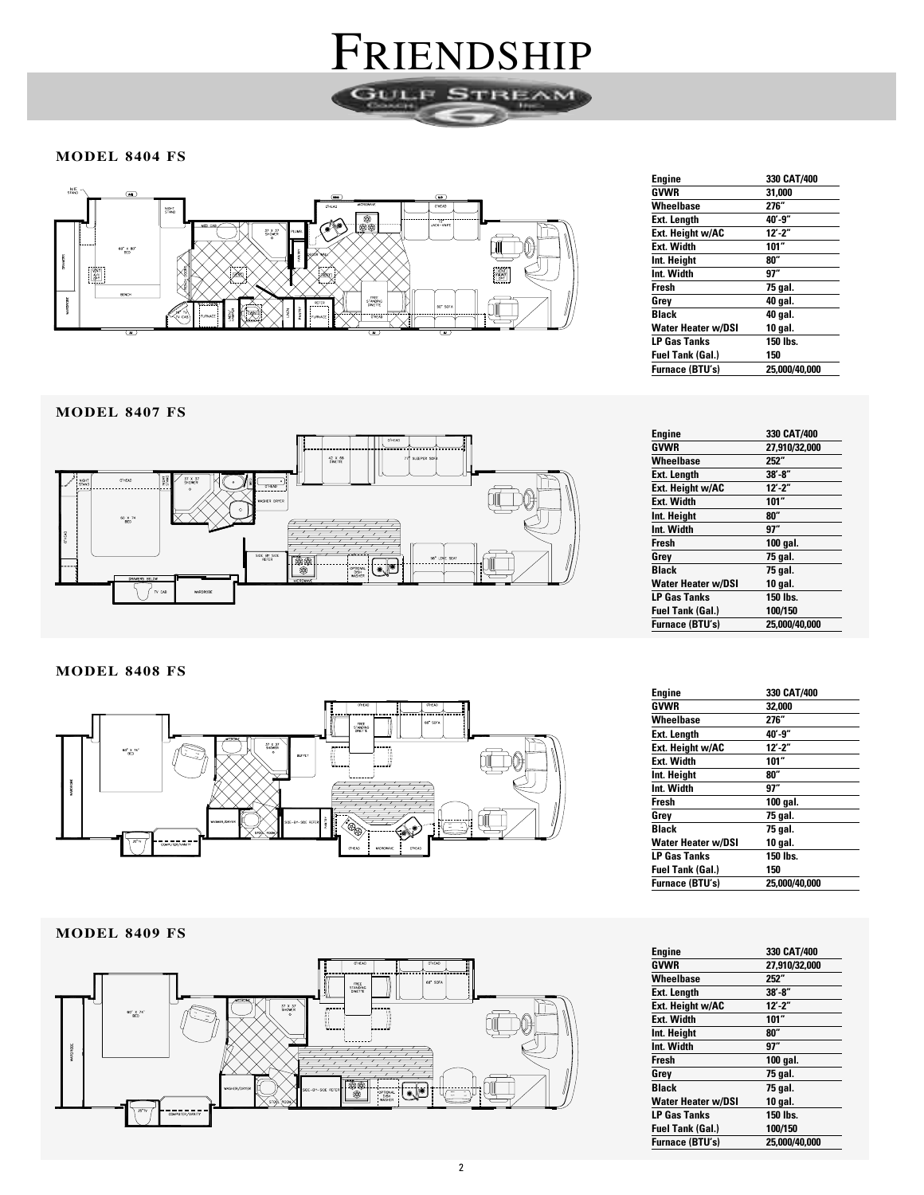# FRIENDSHIP

GULF STREAM COACH INC.

## MODEL 8404 FS

| Engine | 330 CAT/400 |
|---|---|
| GVWR | 31,000 |
| Wheelbase | 276" |
| Ext. Length | 40'-9" |
| Ext. Height w/AC | 12'-2" |
| Ext. Width | 101" |
| Int. Height | 80" |
| Int. Width | 97" |
| Fresh | 75 gal. |
| Grey | 40 gal. |
| Black | 40 gal. |
| Water Heater w/DSI | 10 gal. |
| LP Gas Tanks | 150 lbs. |
| Fuel Tank (Gal.) | 150 |
| Furnace (BTU's) | 25,000/40,000 |

## MODEL 8407 FS

| Engine | 330 CAT/400 |
|---|---|
| GVWR | 27,910/32,000 |
| Wheelbase | 252" |
| Ext. Length | 38'-8" |
| Ext. Height w/AC | 12'-2" |
| Ext. Width | 101" |
| Int. Height | 80" |
| Int. Width | 97" |
| Fresh | 100 gal. |
| Grey | 75 gal. |
| Black | 75 gal. |
| Water Heater w/DSI | 10 gal. |
| LP Gas Tanks | 150 lbs. |
| Fuel Tank (Gal.) | 100/150 |
| Furnace (BTU's) | 25,000/40,000 |

## MODEL 8408 FS

| Engine | 330 CAT/400 |
|---|---|
| GVWR | 32,000 |
| Wheelbase | 276" |
| Ext. Length | 40'-9" |
| Ext. Height w/AC | 12'-2" |
| Ext. Width | 101" |
| Int. Height | 80" |
| Int. Width | 97" |
| Fresh | 100 gal. |
| Grey | 75 gal. |
| Black | 75 gal. |
| Water Heater w/DSI | 10 gal. |
| LP Gas Tanks | 150 lbs. |
| Fuel Tank (Gal.) | 150 |
| Furnace (BTU's) | 25,000/40,000 |

## MODEL 8409 FS

| Engine | 330 CAT/400 |
|---|---|
| GVWR | 27,910/32,000 |
| Wheelbase | 252" |
| Ext. Length | 38'-8" |
| Ext. Height w/AC | 12'-2" |
| Ext. Width | 101" |
| Int. Height | 80" |
| Int. Width | 97" |
| Fresh | 100 gal. |
| Grey | 75 gal. |
| Black | 75 gal. |
| Water Heater w/DSI | 10 gal. |
| LP Gas Tanks | 150 lbs. |
| Fuel Tank (Gal.) | 100/150 |
| Furnace (BTU's) | 25,000/40,000 |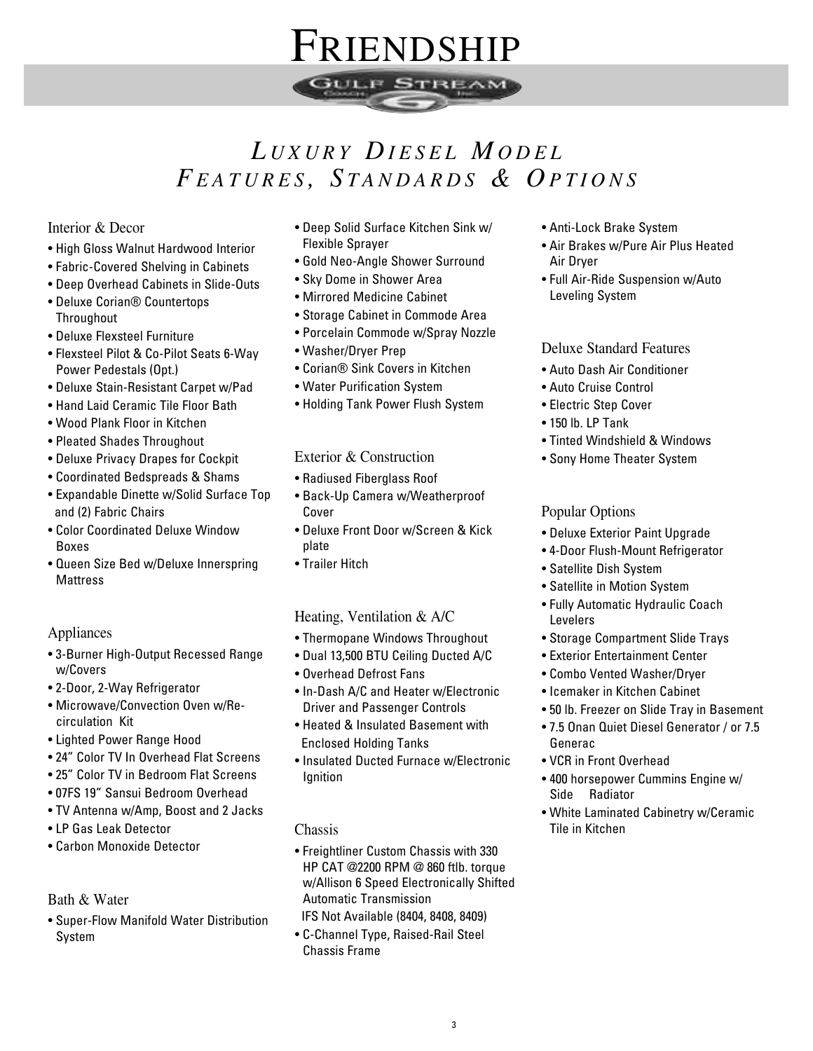# FRIENDSHIP

GULF STREAM COACH INC.

## *LUXURY DIESEL MODEL FEATURES, STANDARDS & OPTIONS*

### Interior & Decor

- High Gloss Walnut Hardwood Interior
- Fabric-Covered Shelving in Cabinets
- Deep Overhead Cabinets in Slide-Outs
- Deluxe Corian® Countertops Throughout
- Deluxe Flexsteel Furniture
- Flexsteel Pilot & Co-Pilot Seats 6-Way Power Pedestals (Opt.)
- Deluxe Stain-Resistant Carpet w/Pad
- Hand Laid Ceramic Tile Floor Bath
- Wood Plank Floor in Kitchen
- Pleated Shades Throughout
- Deluxe Privacy Drapes for Cockpit
- Coordinated Bedspreads & Shams
- Expandable Dinette w/Solid Surface Top and (2) Fabric Chairs
- Color Coordinated Deluxe Window Boxes
- Queen Size Bed w/Deluxe Innerspring Mattress

### Appliances

- 3-Burner High-Output Recessed Range w/Covers
- 2-Door, 2-Way Refrigerator
- Microwave/Convection Oven w/Re-circulation Kit
- Lighted Power Range Hood
- 24” Color TV In Overhead Flat Screens
- 25” Color TV in Bedroom Flat Screens
- 07FS 19” Sansui Bedroom Overhead
- TV Antenna w/Amp, Boost and 2 Jacks
- LP Gas Leak Detector
- Carbon Monoxide Detector

### Bath & Water

- Super-Flow Manifold Water Distribution System
- Deep Solid Surface Kitchen Sink w/ Flexible Sprayer
- Gold Neo-Angle Shower Surround
- Sky Dome in Shower Area
- Mirrored Medicine Cabinet
- Storage Cabinet in Commode Area
- Porcelain Commode w/Spray Nozzle
- Washer/Dryer Prep
- Corian® Sink Covers in Kitchen
- Water Purification System
- Holding Tank Power Flush System

### Exterior & Construction

- Radiused Fiberglass Roof
- Back-Up Camera w/Weatherproof Cover
- Deluxe Front Door w/Screen & Kick plate
- Trailer Hitch

### Heating, Ventilation & A/C

- Thermopane Windows Throughout
- Dual 13,500 BTU Ceiling Ducted A/C
- Overhead Defrost Fans
- In-Dash A/C and Heater w/Electronic Driver and Passenger Controls
- Heated & Insulated Basement with Enclosed Holding Tanks
- Insulated Ducted Furnace w/Electronic Ignition

### Chassis

- Freightliner Custom Chassis with 330 HP CAT @2200 RPM @ 860 ftlb. torque w/Allison 6 Speed Electronically Shifted Automatic Transmission
  IFS Not Available (8404, 8408, 8409)
- C-Channel Type, Raised-Rail Steel Chassis Frame
- Anti-Lock Brake System
- Air Brakes w/Pure Air Plus Heated Air Dryer
- Full Air-Ride Suspension w/Auto Leveling System

### Deluxe Standard Features

- Auto Dash Air Conditioner
- Auto Cruise Control
- Electric Step Cover
- 150 lb. LP Tank
- Tinted Windshield & Windows
- Sony Home Theater System

### Popular Options

- Deluxe Exterior Paint Upgrade
- 4-Door Flush-Mount Refrigerator
- Satellite Dish System
- Satellite in Motion System
- Fully Automatic Hydraulic Coach Levelers
- Storage Compartment Slide Trays
- Exterior Entertainment Center
- Combo Vented Washer/Dryer
- Icemaker in Kitchen Cabinet
- 50 lb. Freezer on Slide Tray in Basement
- 7.5 Onan Quiet Diesel Generator / or 7.5 Generac
- VCR in Front Overhead
- 400 horsepower Cummins Engine w/ Side Radiator
- White Laminated Cabinetry w/Ceramic Tile in Kitchen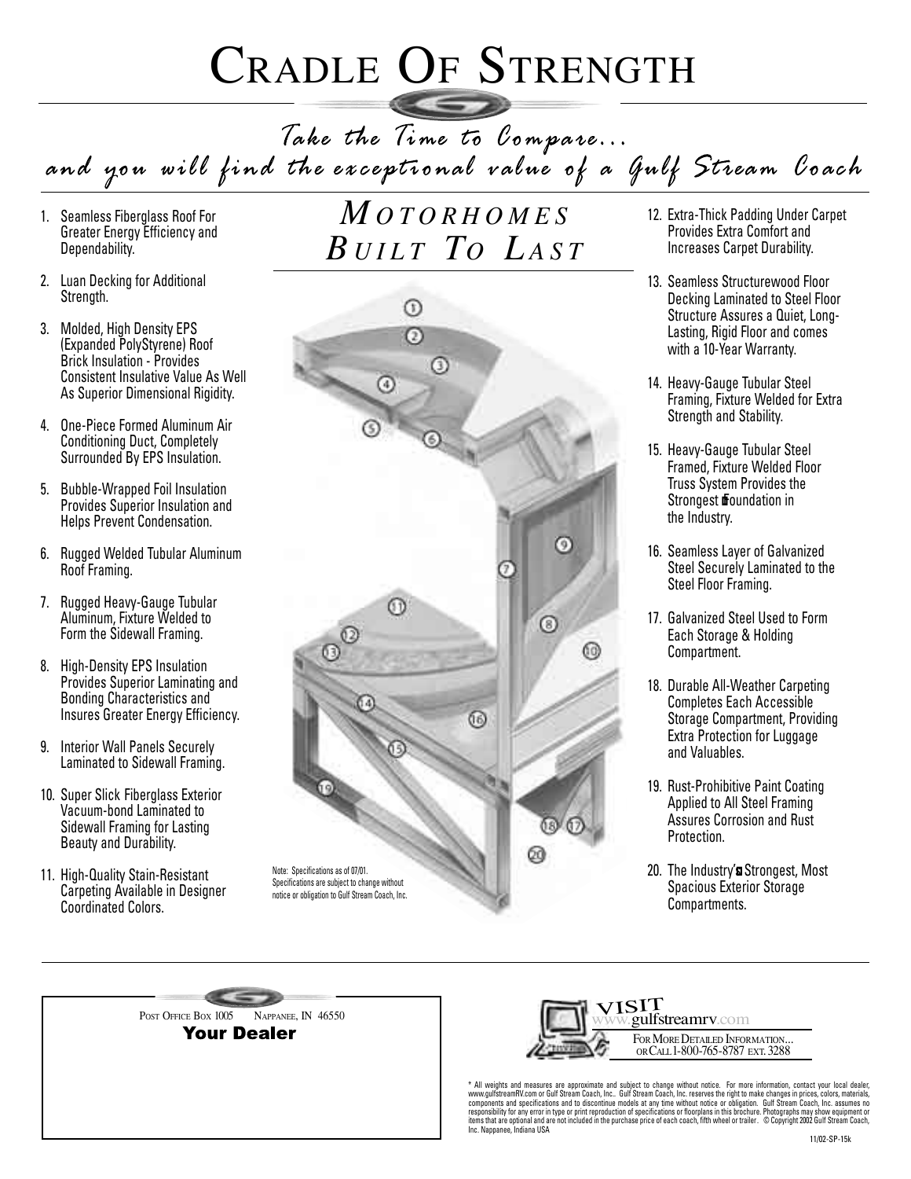# CRADLE OF STRENGTH

*Take the Time to Compare...*
*and you will find the exceptional value of a Gulf Stream Coach*

## *MOTORHOMES BUILT TO LAST*

1. Seamless Fiberglass Roof For Greater Energy Efficiency and Dependability.
2. Luan Decking for Additional Strength.
3. Molded, High Density EPS (Expanded PolyStyrene) Roof Brick Insulation - Provides Consistent Insulative Value As Well As Superior Dimensional Rigidity.
4. One-Piece Formed Aluminum Air Conditioning Duct, Completely Surrounded By EPS Insulation.
5. Bubble-Wrapped Foil Insulation Provides Superior Insulation and Helps Prevent Condensation.
6. Rugged Welded Tubular Aluminum Roof Framing.
7. Rugged Heavy-Gauge Tubular Aluminum, Fixture Welded to Form the Sidewall Framing.
8. High-Density EPS Insulation Provides Superior Laminating and Bonding Characteristics and Insures Greater Energy Efficiency.
9. Interior Wall Panels Securely Laminated to Sidewall Framing.
10. Super Slick Fiberglass Exterior Vacuum-bond Laminated to Sidewall Framing for Lasting Beauty and Durability.
11. High-Quality Stain-Resistant Carpeting Available in Designer Coordinated Colors.
12. Extra-Thick Padding Under Carpet Provides Extra Comfort and Increases Carpet Durability.
13. Seamless Structurewood Floor Decking Laminated to Steel Floor Structure Assures a Quiet, Long-Lasting, Rigid Floor and comes with a 10-Year Warranty.
14. Heavy-Gauge Tubular Steel Framing, Fixture Welded for Extra Strength and Stability.
15. Heavy-Gauge Tubular Steel Framed, Fixture Welded Floor Truss System Provides the Strongest Foundation in the Industry.
16. Seamless Layer of Galvanized Steel Securely Laminated to the Steel Floor Framing.
17. Galvanized Steel Used to Form Each Storage & Holding Compartment.
18. Durable All-Weather Carpeting Completes Each Accessible Storage Compartment, Providing Extra Protection for Luggage and Valuables.
19. Rust-Prohibitive Paint Coating Applied to All Steel Framing Assures Corrosion and Rust Protection.
20. The Industry's Strongest, Most Spacious Exterior Storage Compartments.

Note: Specifications as of 07/01. Specifications are subject to change without notice or obligation to Gulf Stream Coach, Inc.

POST OFFICE BOX 1005 NAPPANEE, IN 46550

**Your Dealer**

VISIT www.gulfstreamrv.com

FOR MORE DETAILED INFORMATION... OR CALL 1-800-765-8787 EXT. 3288

* All weights and measures are approximate and subject to change without notice. For more information, contact your local dealer, www.gulfstreamRV.com or Gulf Stream Coach, Inc.. Gulf Stream Coach, Inc. reserves the right to make changes in prices, colors, materials, components and specifications and to discontinue models at any time without notice or obligation. Gulf Stream Coach, Inc. assumes no responsibility for any error in type or print reproduction of specifications or floorplans in this brochure. Photographs may show equipment or items that are optional and are not included in the purchase price of each coach, fifth wheel or trailer. © Copyright 2002 Gulf Stream Coach, Inc. Nappanee, Indiana USA

11/02-SP-15k